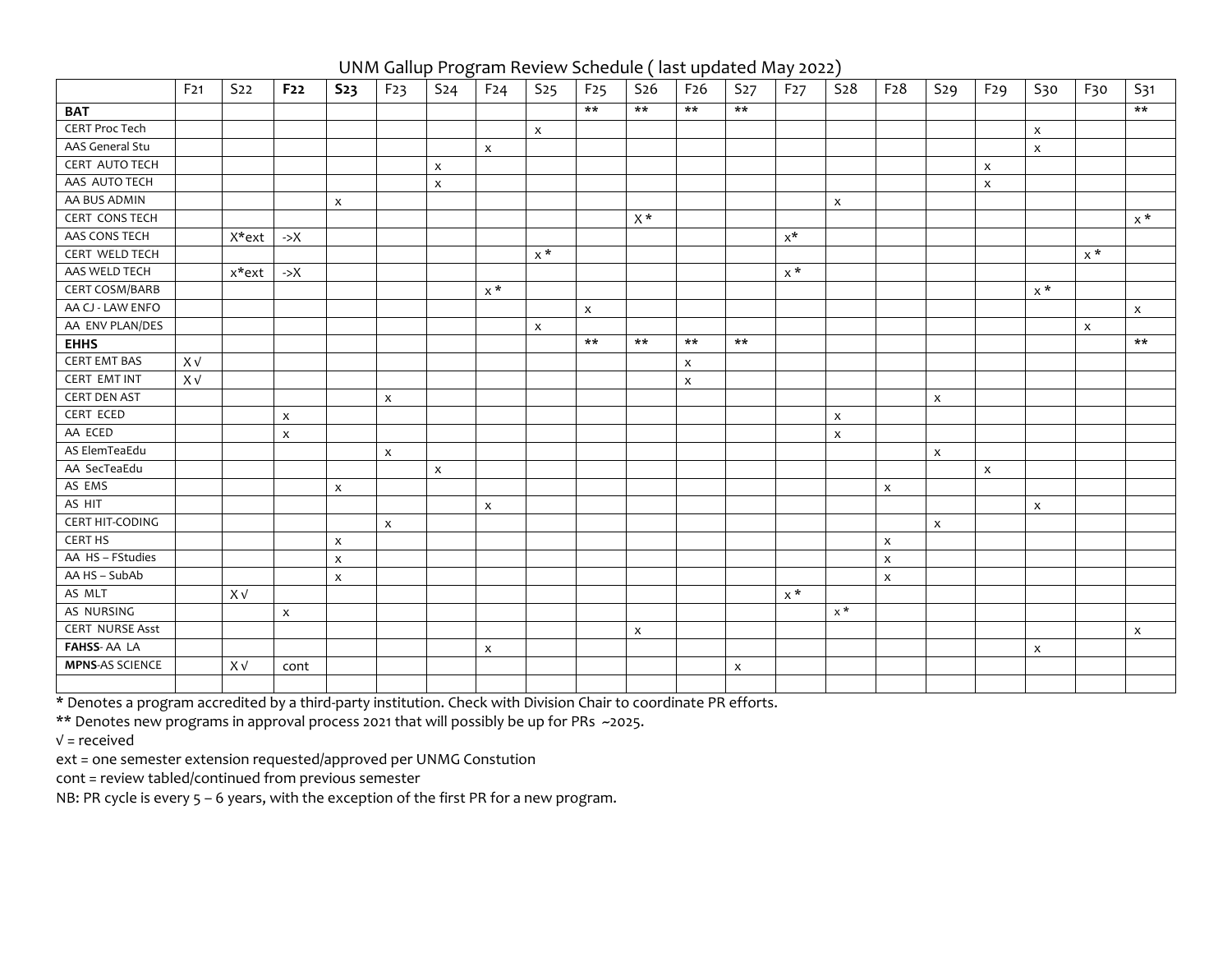UNM Gallup Program Review Schedule ( last updated May 2022)

| | F21 | S22 | **F22** | **S23** | F23 | S24 | F24 | S25 | F25 | S26 | F26 | S27 | F27 | S28 | F28 | S29 | F29 | S30 | F30 | S31 |
|---|---|---|---|---|---|---|---|---|---|---|---|---|---|---|---|---|---|---|---|---|
| **BAT** | | | | | | | | | ** | ** | ** | ** | | | | | | | | ** |
| CERT Proc Tech | | | | | | | | x | | | | | | | | | | x | | |
| AAS General Stu | | | | | | | x | | | | | | | | | | | x | | |
| CERT AUTO TECH | | | | | | x | | | | | | | | | | | x | | | |
| AAS AUTO TECH | | | | | | x | | | | | | | | | | | x | | | |
| AA BUS ADMIN | | | | x | | | | | | | | | | x | | | | | | |
| CERT CONS TECH | | | | | | | | | | X * | | | | | | | | | | x * |
| AAS CONS TECH | | X*ext | ->X | | | | | | | | | | x* | | | | | | | |
| CERT WELD TECH | | | | | | | | x * | | | | | | | | | | | x * | |
| AAS WELD TECH | | x*ext | ->X | | | | | | | | | | x * | | | | | | | |
| CERT COSM/BARB | | | | | | | x * | | | | | | | | | | | x * | | |
| AA CJ - LAW ENFO | | | | | | | | | x | | | | | | | | | | | x |
| AA ENV PLAN/DES | | | | | | | | x | | | | | | | | | | | x | |
| **EHHS** | | | | | | | | | ** | ** | ** | ** | | | | | | | | ** |
| CERT EMT BAS | X √ | | | | | | | | | | x | | | | | | | | | |
| CERT EMT INT | X √ | | | | | | | | | | x | | | | | | | | | |
| CERT DEN AST | | | | | x | | | | | | | | | | | x | | | | |
| CERT ECED | | | x | | | | | | | | | | | x | | | | | | |
| AA ECED | | | x | | | | | | | | | | | x | | | | | | |
| AS ElemTeaEdu | | | | | x | | | | | | | | | | | x | | | | |
| AA SecTeaEdu | | | | | | x | | | | | | | | | | | x | | | |
| AS EMS | | | | x | | | | | | | | | | | x | | | | | |
| AS HIT | | | | | | | x | | | | | | | | | | | x | | |
| CERT HIT-CODING | | | | | x | | | | | | | | | | | x | | | | |
| CERT HS | | | | x | | | | | | | | | | | x | | | | | |
| AA HS – FStudies | | | | x | | | | | | | | | | | x | | | | | |
| AA HS – SubAb | | | | x | | | | | | | | | | | x | | | | | |
| AS MLT | | X √ | | | | | | | | | | | x * | | | | | | | |
| AS NURSING | | | x | | | | | | | | | | | x * | | | | | | |
| CERT NURSE Asst | | | | | | | | | | x | | | | | | | | | | x |
| **FAHSS**- AA LA | | | | | | | x | | | | | | | | | | | x | | |
| **MPNS**-AS SCIENCE | | X √ | cont | | | | | | | | | x | | | | | | | | |
| | | | | | | | | | | | | | | | | | | | | |

\* Denotes a program accredited by a third-party institution. Check with Division Chair to coordinate PR efforts.

** Denotes new programs in approval process 2021 that will possibly be up for PRs ~2025.

√ = received

ext = one semester extension requested/approved per UNMG Constution

cont = review tabled/continued from previous semester

NB: PR cycle is every 5 – 6 years, with the exception of the first PR for a new program.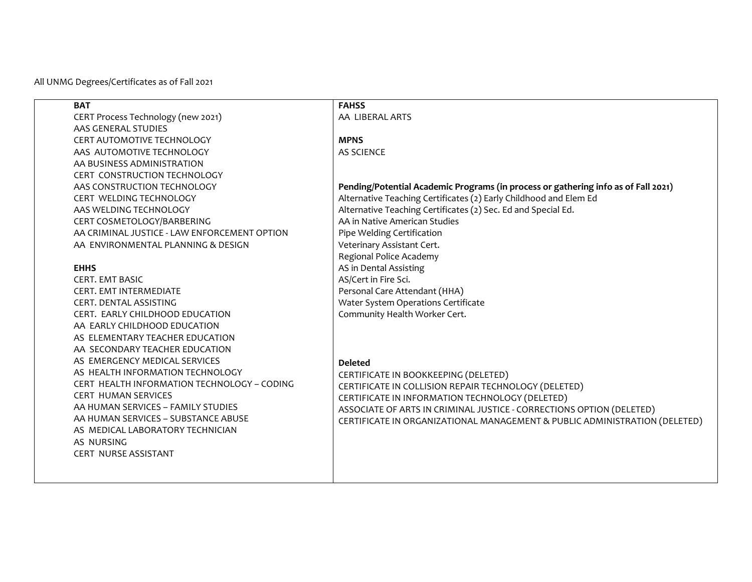All UNMG Degrees/Certificates as of Fall 2021

**BAT**

CERT Process Technology (new 2021)
AAS GENERAL STUDIES
CERT AUTOMOTIVE TECHNOLOGY
AAS AUTOMOTIVE TECHNOLOGY
AA BUSINESS ADMINISTRATION
CERT CONSTRUCTION TECHNOLOGY
AAS CONSTRUCTION TECHNOLOGY
CERT WELDING TECHNOLOGY
AAS WELDING TECHNOLOGY
CERT COSMETOLOGY/BARBERING
AA CRIMINAL JUSTICE - LAW ENFORCEMENT OPTION
AA ENVIRONMENTAL PLANNING & DESIGN

**EHHS**

CERT. EMT BASIC
CERT. EMT INTERMEDIATE
CERT. DENTAL ASSISTING
CERT. EARLY CHILDHOOD EDUCATION
AA EARLY CHILDHOOD EDUCATION
AS ELEMENTARY TEACHER EDUCATION
AA SECONDARY TEACHER EDUCATION
AS EMERGENCY MEDICAL SERVICES
AS HEALTH INFORMATION TECHNOLOGY
CERT HEALTH INFORMATION TECHNOLOGY – CODING
CERT HUMAN SERVICES
AA HUMAN SERVICES – FAMILY STUDIES
AA HUMAN SERVICES – SUBSTANCE ABUSE
AS MEDICAL LABORATORY TECHNICIAN
AS NURSING
CERT NURSE ASSISTANT

**FAHSS**

AA LIBERAL ARTS

**MPNS**

AS SCIENCE

**Pending/Potential Academic Programs (in process or gathering info as of Fall 2021)**

Alternative Teaching Certificates (2) Early Childhood and Elem Ed
Alternative Teaching Certificates (2) Sec. Ed and Special Ed.
AA in Native American Studies
Pipe Welding Certification
Veterinary Assistant Cert.
Regional Police Academy
AS in Dental Assisting
AS/Cert in Fire Sci.
Personal Care Attendant (HHA)
Water System Operations Certificate
Community Health Worker Cert.

**Deleted**

CERTIFICATE IN BOOKKEEPING (DELETED)
CERTIFICATE IN COLLISION REPAIR TECHNOLOGY (DELETED)
CERTIFICATE IN INFORMATION TECHNOLOGY (DELETED)
ASSOCIATE OF ARTS IN CRIMINAL JUSTICE - CORRECTIONS OPTION (DELETED)
CERTIFICATE IN ORGANIZATIONAL MANAGEMENT & PUBLIC ADMINISTRATION (DELETED)